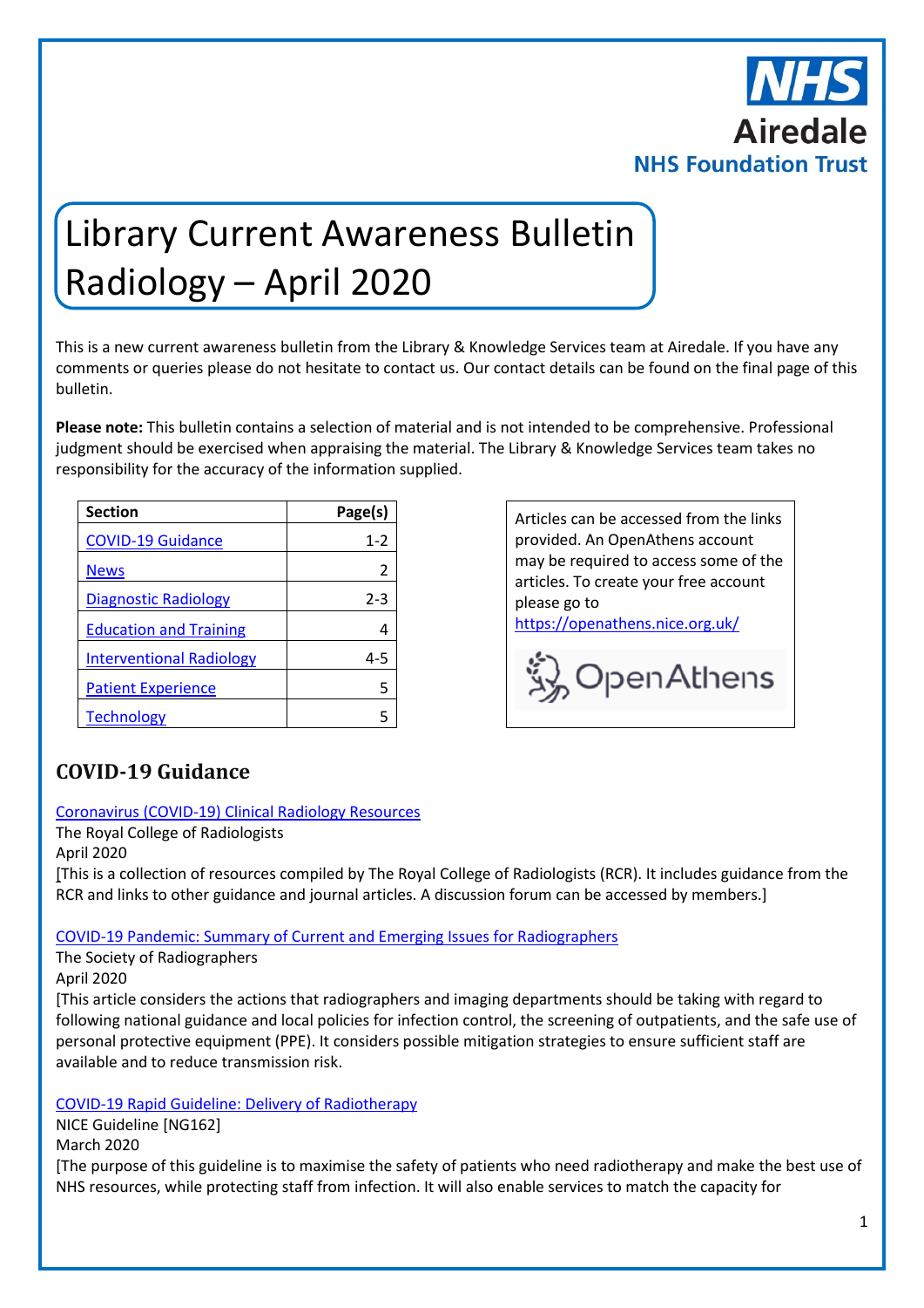NHS
Airedale
NHS Foundation Trust

# Library Current Awareness Bulletin Radiology – April 2020

This is a new current awareness bulletin from the Library & Knowledge Services team at Airedale. If you have any comments or queries please do not hesitate to contact us. Our contact details can be found on the final page of this bulletin.

**Please note:** This bulletin contains a selection of material and is not intended to be comprehensive. Professional judgment should be exercised when appraising the material. The Library & Knowledge Services team takes no responsibility for the accuracy of the information supplied.

| Section | Page(s) |
|---|---|
| COVID-19 Guidance | 1-2 |
| News | 2 |
| Diagnostic Radiology | 2-3 |
| Education and Training | 4 |
| Interventional Radiology | 4-5 |
| Patient Experience | 5 |
| Technology | 5 |

Articles can be accessed from the links provided. An OpenAthens account may be required to access some of the articles. To create your free account please go to https://openathens.nice.org.uk/

OpenAthens

## COVID-19 Guidance

Coronavirus (COVID-19) Clinical Radiology Resources
The Royal College of Radiologists
April 2020
[This is a collection of resources compiled by The Royal College of Radiologists (RCR). It includes guidance from the RCR and links to other guidance and journal articles. A discussion forum can be accessed by members.]

COVID-19 Pandemic: Summary of Current and Emerging Issues for Radiographers
The Society of Radiographers
April 2020
[This article considers the actions that radiographers and imaging departments should be taking with regard to following national guidance and local policies for infection control, the screening of outpatients, and the safe use of personal protective equipment (PPE). It considers possible mitigation strategies to ensure sufficient staff are available and to reduce transmission risk.

COVID-19 Rapid Guideline: Delivery of Radiotherapy
NICE Guideline [NG162]
March 2020
[The purpose of this guideline is to maximise the safety of patients who need radiotherapy and make the best use of NHS resources, while protecting staff from infection. It will also enable services to match the capacity for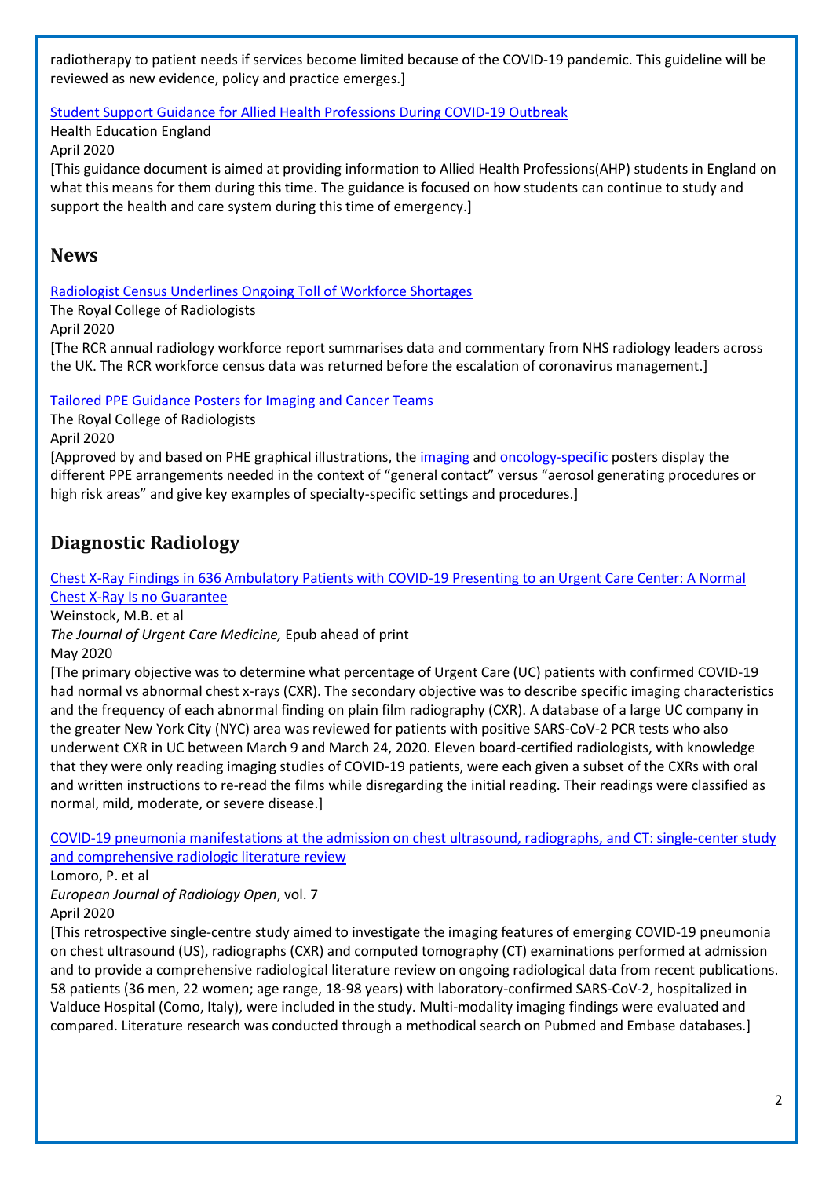radiotherapy to patient needs if services become limited because of the COVID-19 pandemic. This guideline will be reviewed as new evidence, policy and practice emerges.]

[Student Support Guidance for Allied Health Professions During COVID-19 Outbreak](#)
Health Education England
April 2020
[This guidance document is aimed at providing information to Allied Health Professions(AHP) students in England on what this means for them during this time. The guidance is focused on how students can continue to study and support the health and care system during this time of emergency.]

## News

[Radiologist Census Underlines Ongoing Toll of Workforce Shortages](#)
The Royal College of Radiologists
April 2020
[The RCR annual radiology workforce report summarises data and commentary from NHS radiology leaders across the UK. The RCR workforce census data was returned before the escalation of coronavirus management.]

[Tailored PPE Guidance Posters for Imaging and Cancer Teams](#)
The Royal College of Radiologists
April 2020
[Approved by and based on PHE graphical illustrations, the imaging and oncology-specific posters display the different PPE arrangements needed in the context of "general contact" versus "aerosol generating procedures or high risk areas" and give key examples of specialty-specific settings and procedures.]

## Diagnostic Radiology

[Chest X-Ray Findings in 636 Ambulatory Patients with COVID-19 Presenting to an Urgent Care Center: A Normal Chest X-Ray Is no Guarantee](#)
Weinstock, M.B. et al
*The Journal of Urgent Care Medicine,* Epub ahead of print
May 2020
[The primary objective was to determine what percentage of Urgent Care (UC) patients with confirmed COVID-19 had normal vs abnormal chest x-rays (CXR). The secondary objective was to describe specific imaging characteristics and the frequency of each abnormal finding on plain film radiography (CXR). A database of a large UC company in the greater New York City (NYC) area was reviewed for patients with positive SARS-CoV-2 PCR tests who also underwent CXR in UC between March 9 and March 24, 2020. Eleven board-certified radiologists, with knowledge that they were only reading imaging studies of COVID-19 patients, were each given a subset of the CXRs with oral and written instructions to re-read the films while disregarding the initial reading. Their readings were classified as normal, mild, moderate, or severe disease.]

[COVID-19 pneumonia manifestations at the admission on chest ultrasound, radiographs, and CT: single-center study and comprehensive radiologic literature review](#)
Lomoro, P. et al
*European Journal of Radiology Open*, vol. 7
April 2020
[This retrospective single-centre study aimed to investigate the imaging features of emerging COVID-19 pneumonia on chest ultrasound (US), radiographs (CXR) and computed tomography (CT) examinations performed at admission and to provide a comprehensive radiological literature review on ongoing radiological data from recent publications. 58 patients (36 men, 22 women; age range, 18-98 years) with laboratory-confirmed SARS-CoV-2, hospitalized in Valduce Hospital (Como, Italy), were included in the study. Multi-modality imaging findings were evaluated and compared. Literature research was conducted through a methodical search on Pubmed and Embase databases.]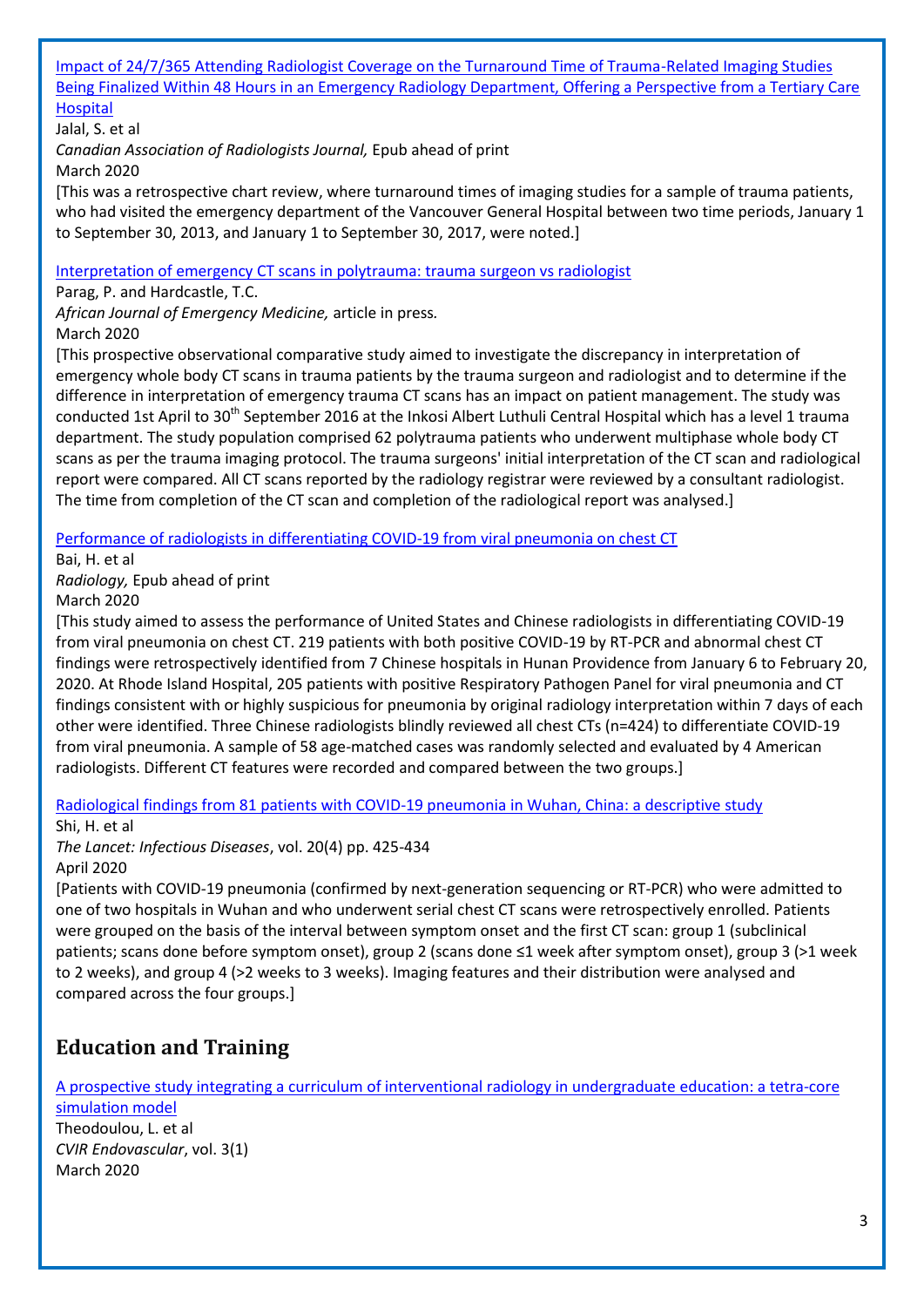[Impact of 24/7/365 Attending Radiologist Coverage on the Turnaround Time of Trauma-Related Imaging Studies Being Finalized Within 48 Hours in an Emergency Radiology Department, Offering a Perspective from a Tertiary Care Hospital]

Jalal, S. et al

*Canadian Association of Radiologists Journal,* Epub ahead of print

March 2020

[This was a retrospective chart review, where turnaround times of imaging studies for a sample of trauma patients, who had visited the emergency department of the Vancouver General Hospital between two time periods, January 1 to September 30, 2013, and January 1 to September 30, 2017, were noted.]

[Interpretation of emergency CT scans in polytrauma: trauma surgeon vs radiologist]

Parag, P. and Hardcastle, T.C.

*African Journal of Emergency Medicine,* article in press.

March 2020

[This prospective observational comparative study aimed to investigate the discrepancy in interpretation of emergency whole body CT scans in trauma patients by the trauma surgeon and radiologist and to determine if the difference in interpretation of emergency trauma CT scans has an impact on patient management. The study was conducted 1st April to 30th September 2016 at the Inkosi Albert Luthuli Central Hospital which has a level 1 trauma department. The study population comprised 62 polytrauma patients who underwent multiphase whole body CT scans as per the trauma imaging protocol. The trauma surgeons' initial interpretation of the CT scan and radiological report were compared. All CT scans reported by the radiology registrar were reviewed by a consultant radiologist. The time from completion of the CT scan and completion of the radiological report was analysed.]

[Performance of radiologists in differentiating COVID-19 from viral pneumonia on chest CT]

Bai, H. et al

*Radiology,* Epub ahead of print

March 2020

[This study aimed to assess the performance of United States and Chinese radiologists in differentiating COVID-19 from viral pneumonia on chest CT. 219 patients with both positive COVID-19 by RT-PCR and abnormal chest CT findings were retrospectively identified from 7 Chinese hospitals in Hunan Providence from January 6 to February 20, 2020. At Rhode Island Hospital, 205 patients with positive Respiratory Pathogen Panel for viral pneumonia and CT findings consistent with or highly suspicious for pneumonia by original radiology interpretation within 7 days of each other were identified. Three Chinese radiologists blindly reviewed all chest CTs (n=424) to differentiate COVID-19 from viral pneumonia. A sample of 58 age-matched cases was randomly selected and evaluated by 4 American radiologists. Different CT features were recorded and compared between the two groups.]

[Radiological findings from 81 patients with COVID-19 pneumonia in Wuhan, China: a descriptive study]

Shi, H. et al

*The Lancet: Infectious Diseases*, vol. 20(4) pp. 425-434

April 2020

[Patients with COVID-19 pneumonia (confirmed by next-generation sequencing or RT-PCR) who were admitted to one of two hospitals in Wuhan and who underwent serial chest CT scans were retrospectively enrolled. Patients were grouped on the basis of the interval between symptom onset and the first CT scan: group 1 (subclinical patients; scans done before symptom onset), group 2 (scans done ≤1 week after symptom onset), group 3 (>1 week to 2 weeks), and group 4 (>2 weeks to 3 weeks). Imaging features and their distribution were analysed and compared across the four groups.]

## Education and Training

[A prospective study integrating a curriculum of interventional radiology in undergraduate education: a tetra-core simulation model]

Theodoulou, L. et al

*CVIR Endovascular*, vol. 3(1)

March 2020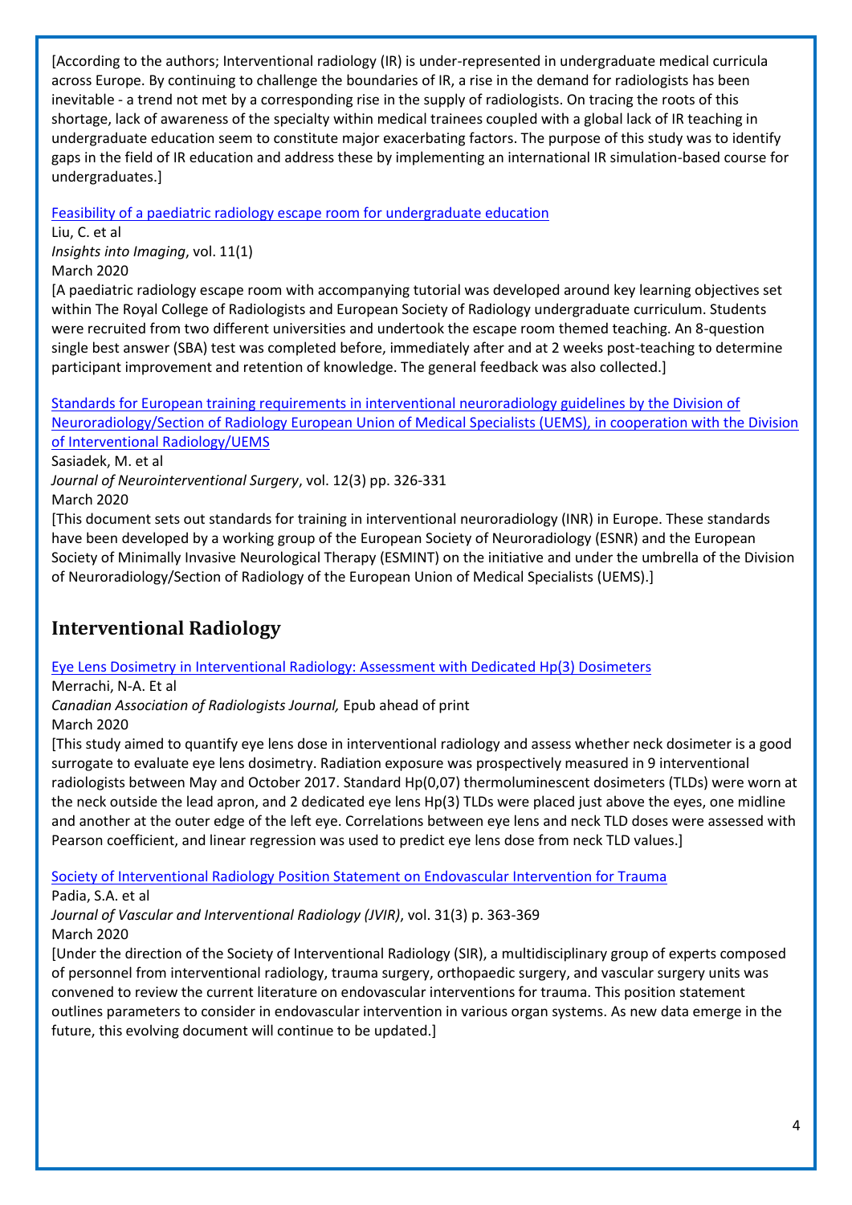[According to the authors; Interventional radiology (IR) is under-represented in undergraduate medical curricula across Europe. By continuing to challenge the boundaries of IR, a rise in the demand for radiologists has been inevitable - a trend not met by a corresponding rise in the supply of radiologists. On tracing the roots of this shortage, lack of awareness of the specialty within medical trainees coupled with a global lack of IR teaching in undergraduate education seem to constitute major exacerbating factors. The purpose of this study was to identify gaps in the field of IR education and address these by implementing an international IR simulation-based course for undergraduates.]

Feasibility of a paediatric radiology escape room for undergraduate education
Liu, C. et al
*Insights into Imaging*, vol. 11(1)
March 2020
[A paediatric radiology escape room with accompanying tutorial was developed around key learning objectives set within The Royal College of Radiologists and European Society of Radiology undergraduate curriculum. Students were recruited from two different universities and undertook the escape room themed teaching. An 8-question single best answer (SBA) test was completed before, immediately after and at 2 weeks post-teaching to determine participant improvement and retention of knowledge. The general feedback was also collected.]

Standards for European training requirements in interventional neuroradiology guidelines by the Division of Neuroradiology/Section of Radiology European Union of Medical Specialists (UEMS), in cooperation with the Division of Interventional Radiology/UEMS
Sasiadek, M. et al
*Journal of Neurointerventional Surgery*, vol. 12(3) pp. 326-331
March 2020
[This document sets out standards for training in interventional neuroradiology (INR) in Europe. These standards have been developed by a working group of the European Society of Neuroradiology (ESNR) and the European Society of Minimally Invasive Neurological Therapy (ESMINT) on the initiative and under the umbrella of the Division of Neuroradiology/Section of Radiology of the European Union of Medical Specialists (UEMS).]

## Interventional Radiology

Eye Lens Dosimetry in Interventional Radiology: Assessment with Dedicated Hp(3) Dosimeters
Merrachi, N-A. Et al
*Canadian Association of Radiologists Journal,* Epub ahead of print
March 2020
[This study aimed to quantify eye lens dose in interventional radiology and assess whether neck dosimeter is a good surrogate to evaluate eye lens dosimetry. Radiation exposure was prospectively measured in 9 interventional radiologists between May and October 2017. Standard Hp(0,07) thermoluminescent dosimeters (TLDs) were worn at the neck outside the lead apron, and 2 dedicated eye lens Hp(3) TLDs were placed just above the eyes, one midline and another at the outer edge of the left eye. Correlations between eye lens and neck TLD doses were assessed with Pearson coefficient, and linear regression was used to predict eye lens dose from neck TLD values.]

Society of Interventional Radiology Position Statement on Endovascular Intervention for Trauma
Padia, S.A. et al
*Journal of Vascular and Interventional Radiology (JVIR)*, vol. 31(3) p. 363-369
March 2020
[Under the direction of the Society of Interventional Radiology (SIR), a multidisciplinary group of experts composed of personnel from interventional radiology, trauma surgery, orthopaedic surgery, and vascular surgery units was convened to review the current literature on endovascular interventions for trauma. This position statement outlines parameters to consider in endovascular intervention in various organ systems. As new data emerge in the future, this evolving document will continue to be updated.]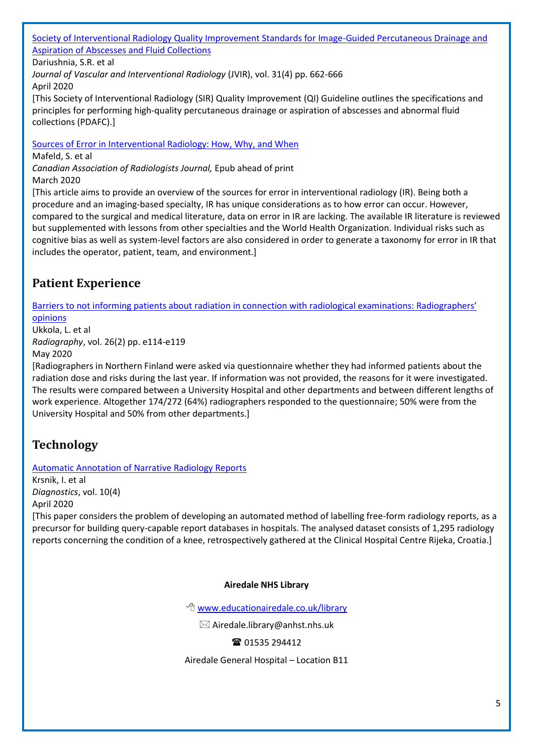Society of Interventional Radiology Quality Improvement Standards for Image-Guided Percutaneous Drainage and Aspiration of Abscesses and Fluid Collections

Dariushnia, S.R. et al

*Journal of Vascular and Interventional Radiology* (JVIR), vol. 31(4) pp. 662-666

April 2020

[This Society of Interventional Radiology (SIR) Quality Improvement (QI) Guideline outlines the specifications and principles for performing high-quality percutaneous drainage or aspiration of abscesses and abnormal fluid collections (PDAFC).]

Sources of Error in Interventional Radiology: How, Why, and When

Mafeld, S. et al

*Canadian Association of Radiologists Journal,* Epub ahead of print

March 2020

[This article aims to provide an overview of the sources for error in interventional radiology (IR). Being both a procedure and an imaging-based specialty, IR has unique considerations as to how error can occur. However, compared to the surgical and medical literature, data on error in IR are lacking. The available IR literature is reviewed but supplemented with lessons from other specialties and the World Health Organization. Individual risks such as cognitive bias as well as system-level factors are also considered in order to generate a taxonomy for error in IR that includes the operator, patient, team, and environment.]

## Patient Experience

Barriers to not informing patients about radiation in connection with radiological examinations: Radiographers' opinions

Ukkola, L. et al

*Radiography*, vol. 26(2) pp. e114-e119

May 2020

[Radiographers in Northern Finland were asked via questionnaire whether they had informed patients about the radiation dose and risks during the last year. If information was not provided, the reasons for it were investigated. The results were compared between a University Hospital and other departments and between different lengths of work experience. Altogether 174/272 (64%) radiographers responded to the questionnaire; 50% were from the University Hospital and 50% from other departments.]

## Technology

Automatic Annotation of Narrative Radiology Reports

Krsnik, I. et al

*Diagnostics*, vol. 10(4)

April 2020

[This paper considers the problem of developing an automated method of labelling free-form radiology reports, as a precursor for building query-capable report databases in hospitals. The analysed dataset consists of 1,295 radiology reports concerning the condition of a knee, retrospectively gathered at the Clinical Hospital Centre Rijeka, Croatia.]

**Airedale NHS Library**

www.educationairedale.co.uk/library

Airedale.library@anhst.nhs.uk

01535 294412

Airedale General Hospital – Location B11